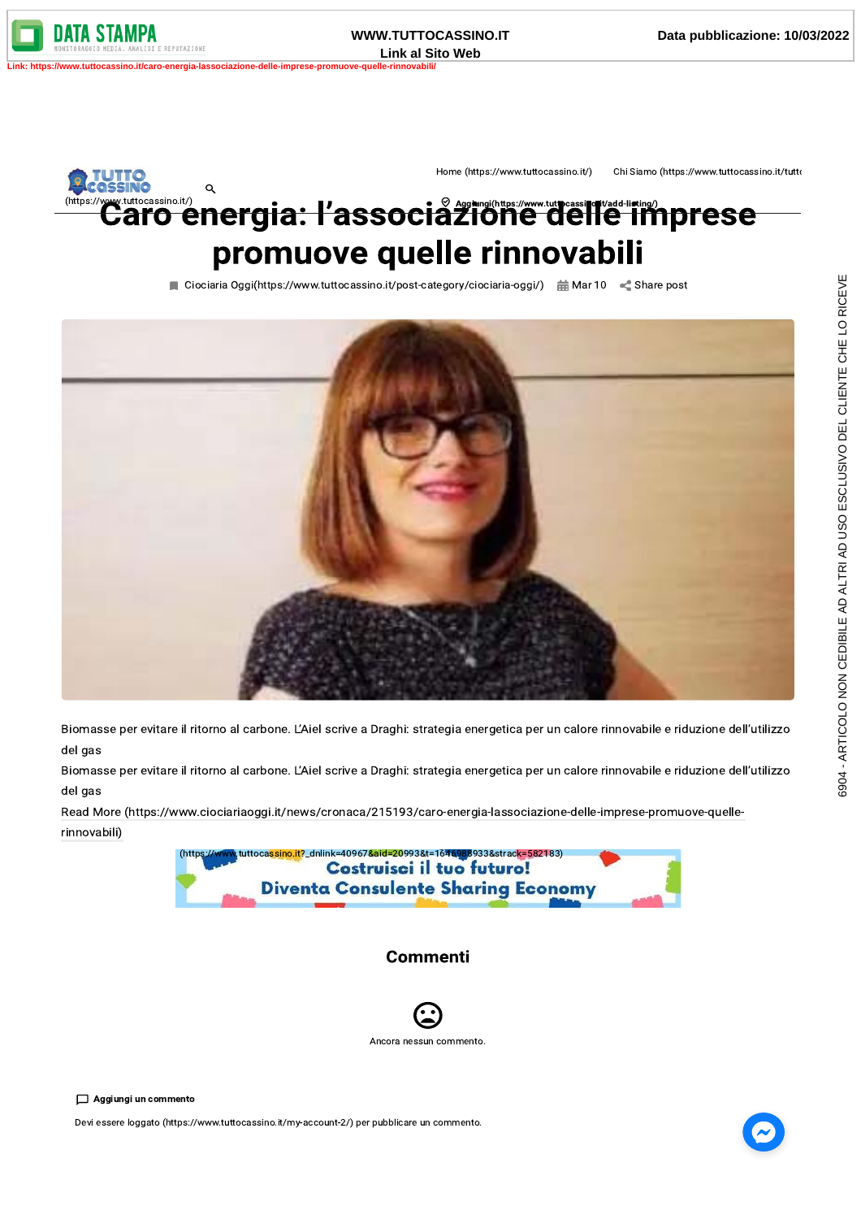# Caro energia: l'associazione delle imprese promuove quelle rinnovabili

Ciociaria Oggi(https://www.tuttocassino.it/post-category/ciociaria-oggi/) Mar 10 Share post

Biomasse per evitare il ritorno al carbone. L'Aiel scrive a Draghi: strategia energetica per un calore rinnovabile e riduzione dell'utilizzo del gas

Biomasse per evitare il ritorno al carbone. L'Aiel scrive a Draghi: strategia energetica per un calore rinnovabile e riduzione dell'utilizzo del gas

Read More (https://www.ciociariaoggi.it/news/cronaca/215193/caro-energia-lassociazione-delle-imprese-promuove-quelle-rinnovabili)

## Commenti

Ancora nessun commento.

**Aggiungi un commento**

Devi essere loggato (https://www.tuttocassino.it/my-account-2/) per pubblicare un commento.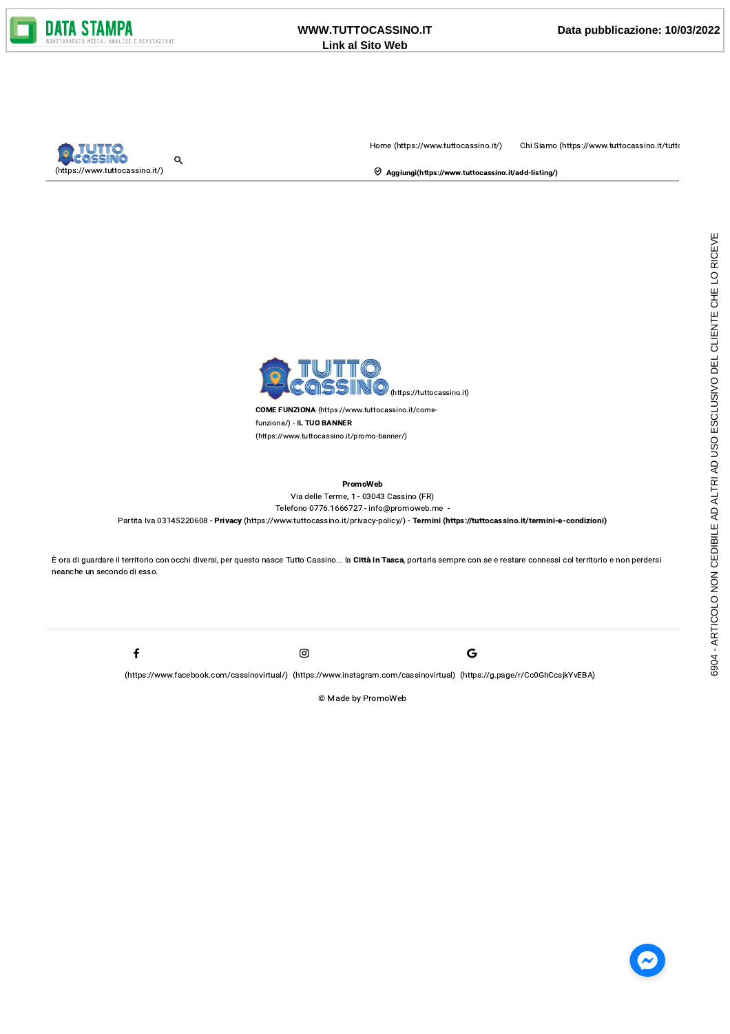(https://www.tuttocassino.it/)

Home (https://www.tuttocassino.it/) Chi Siamo (https://www.tuttocassino.it/tutt

Aggiungi(https://www.tuttocassino.it/add-listing/)

(https://tuttocassino.it)

**COME FUNZIONA** (https://www.tuttocassino.it/come-funziona/) - **IL TUO BANNER** (https://www.tuttocassino.it/promo-banner/)

**PromoWeb**
Via delle Terme, 1 - 03043 Cassino (FR)
Telefono 0776.1666727 - info@promoweb.me -
Partita Iva 03145220608 - **Privacy** (https://www.tuttocassino.it/privacy-policy/) - **Termini (https://tuttocassino.it/termini-e-condizioni)**

È ora di guardare il territorio con occhi diversi, per questo nasce Tutto Cassino... la **Città in Tasca**, portarla sempre con se e restare connessi col territorio e non perdersi neanche un secondo di esso.

(https://www.facebook.com/cassinovirtual/) (https://www.instagram.com/cassinovirtual) (https://g.page/r/Cc0GhCcsjkYvEBA)

© Made by PromoWeb